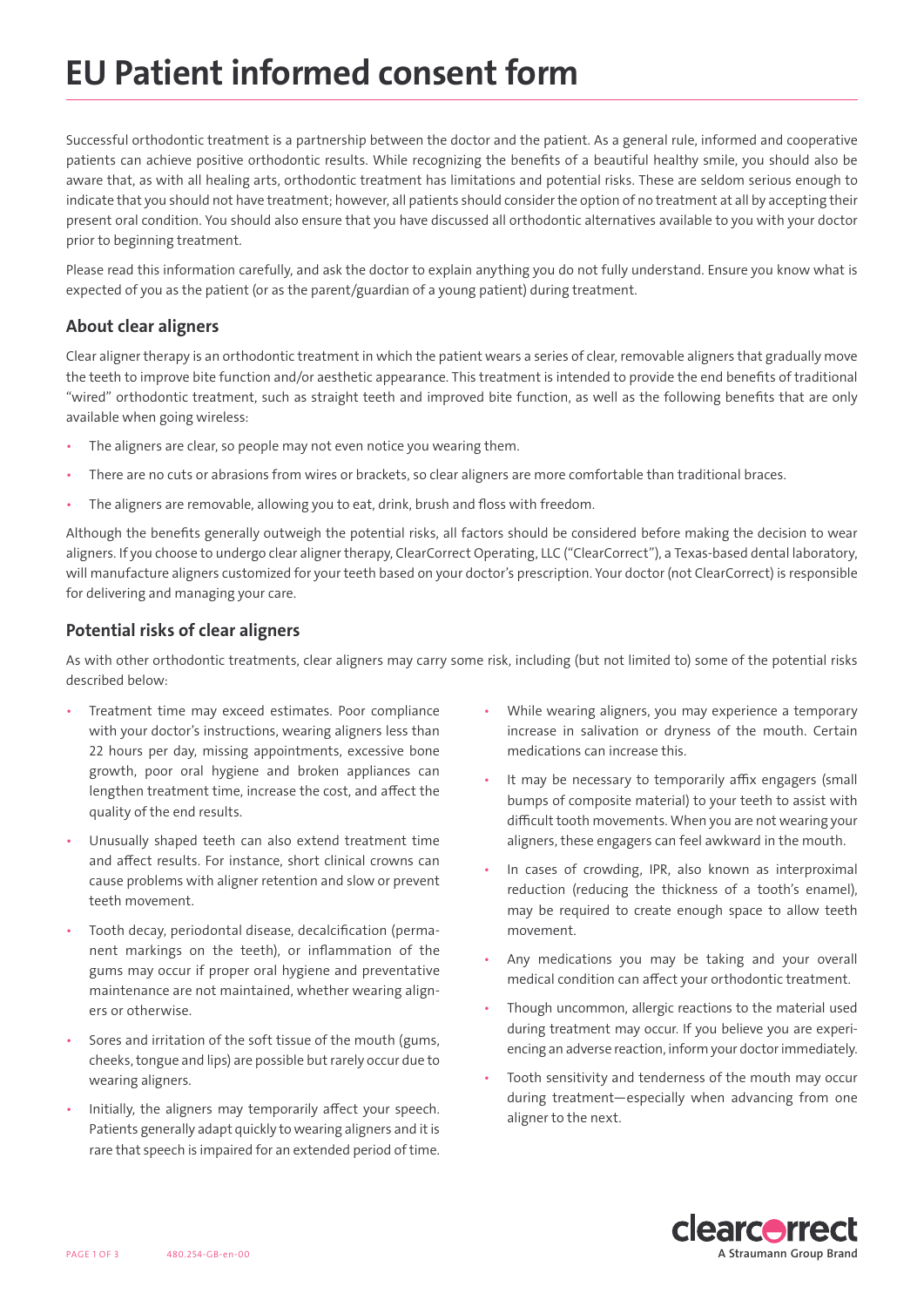# EU Patient informed consent form

Successful orthodontic treatment is a partnership between the doctor and the patient. As a general rule, informed and cooperative patients can achieve positive orthodontic results. While recognizing the benefits of a beautiful healthy smile, you should also be aware that, as with all healing arts, orthodontic treatment has limitations and potential risks. These are seldom serious enough to indicate that you should not have treatment; however, all patients should consider the option of no treatment at all by accepting their present oral condition. You should also ensure that you have discussed all orthodontic alternatives available to you with your doctor prior to beginning treatment.

Please read this information carefully, and ask the doctor to explain anything you do not fully understand. Ensure you know what is expected of you as the patient (or as the parent/guardian of a young patient) during treatment.

## About clear aligners

Clear aligner therapy is an orthodontic treatment in which the patient wears a series of clear, removable aligners that gradually move the teeth to improve bite function and/or aesthetic appearance. This treatment is intended to provide the end benefits of traditional "wired" orthodontic treatment, such as straight teeth and improved bite function, as well as the following benefits that are only available when going wireless:

- The aligners are clear, so people may not even notice you wearing them.
- There are no cuts or abrasions from wires or brackets, so clear aligners are more comfortable than traditional braces.
- The aligners are removable, allowing you to eat, drink, brush and floss with freedom.

Although the benefits generally outweigh the potential risks, all factors should be considered before making the decision to wear aligners. If you choose to undergo clear aligner therapy, ClearCorrect Operating, LLC ("ClearCorrect"), a Texas-based dental laboratory, will manufacture aligners customized for your teeth based on your doctor's prescription. Your doctor (not ClearCorrect) is responsible for delivering and managing your care.

## Potential risks of clear aligners

As with other orthodontic treatments, clear aligners may carry some risk, including (but not limited to) some of the potential risks described below:

- Treatment time may exceed estimates. Poor compliance with your doctor's instructions, wearing aligners less than 22 hours per day, missing appointments, excessive bone growth, poor oral hygiene and broken appliances can lengthen treatment time, increase the cost, and affect the quality of the end results.
- Unusually shaped teeth can also extend treatment time and affect results. For instance, short clinical crowns can cause problems with aligner retention and slow or prevent teeth movement.
- Tooth decay, periodontal disease, decalcification (permanent markings on the teeth), or inflammation of the gums may occur if proper oral hygiene and preventative maintenance are not maintained, whether wearing aligners or otherwise.
- Sores and irritation of the soft tissue of the mouth (gums, cheeks, tongue and lips) are possible but rarely occur due to wearing aligners.
- Initially, the aligners may temporarily affect your speech. Patients generally adapt quickly to wearing aligners and it is rare that speech is impaired for an extended period of time.
- While wearing aligners, you may experience a temporary increase in salivation or dryness of the mouth. Certain medications can increase this.
- It may be necessary to temporarily affix engagers (small bumps of composite material) to your teeth to assist with difficult tooth movements. When you are not wearing your aligners, these engagers can feel awkward in the mouth.
- In cases of crowding, IPR, also known as interproximal reduction (reducing the thickness of a tooth's enamel), may be required to create enough space to allow teeth movement.
- Any medications you may be taking and your overall medical condition can affect your orthodontic treatment.
- Though uncommon, allergic reactions to the material used during treatment may occur. If you believe you are experiencing an adverse reaction, inform your doctor immediately.
- Tooth sensitivity and tenderness of the mouth may occur during treatment—especially when advancing from one aligner to the next.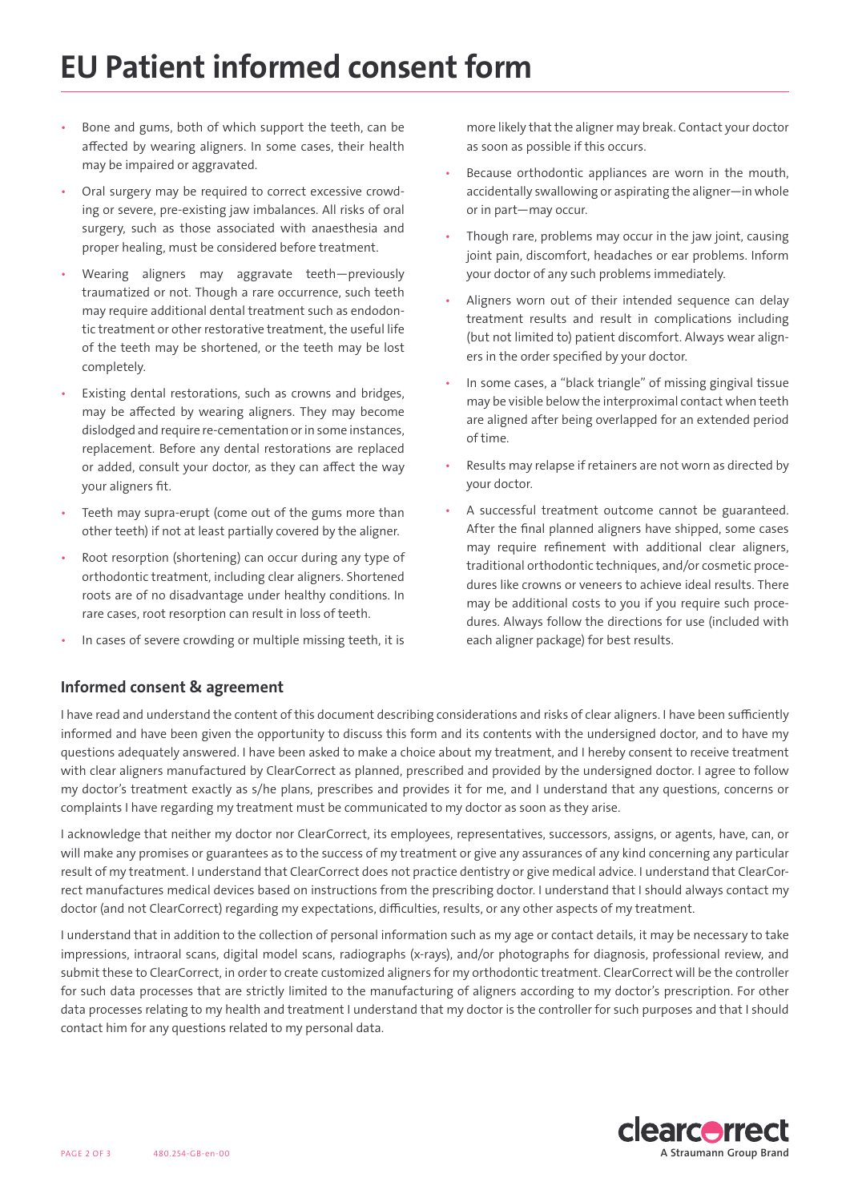# EU Patient informed consent form

- Bone and gums, both of which support the teeth, can be affected by wearing aligners. In some cases, their health may be impaired or aggravated.
- Oral surgery may be required to correct excessive crowding or severe, pre-existing jaw imbalances. All risks of oral surgery, such as those associated with anaesthesia and proper healing, must be considered before treatment.
- Wearing aligners may aggravate teeth—previously traumatized or not. Though a rare occurrence, such teeth may require additional dental treatment such as endodontic treatment or other restorative treatment, the useful life of the teeth may be shortened, or the teeth may be lost completely.
- Existing dental restorations, such as crowns and bridges, may be affected by wearing aligners. They may become dislodged and require re-cementation or in some instances, replacement. Before any dental restorations are replaced or added, consult your doctor, as they can affect the way your aligners fit.
- Teeth may supra-erupt (come out of the gums more than other teeth) if not at least partially covered by the aligner.
- Root resorption (shortening) can occur during any type of orthodontic treatment, including clear aligners. Shortened roots are of no disadvantage under healthy conditions. In rare cases, root resorption can result in loss of teeth.
- In cases of severe crowding or multiple missing teeth, it is more likely that the aligner may break. Contact your doctor as soon as possible if this occurs.
- Because orthodontic appliances are worn in the mouth, accidentally swallowing or aspirating the aligner—in whole or in part—may occur.
- Though rare, problems may occur in the jaw joint, causing joint pain, discomfort, headaches or ear problems. Inform your doctor of any such problems immediately.
- Aligners worn out of their intended sequence can delay treatment results and result in complications including (but not limited to) patient discomfort. Always wear aligners in the order specified by your doctor.
- In some cases, a "black triangle" of missing gingival tissue may be visible below the interproximal contact when teeth are aligned after being overlapped for an extended period of time.
- Results may relapse if retainers are not worn as directed by your doctor.
- A successful treatment outcome cannot be guaranteed. After the final planned aligners have shipped, some cases may require refinement with additional clear aligners, traditional orthodontic techniques, and/or cosmetic procedures like crowns or veneers to achieve ideal results. There may be additional costs to you if you require such procedures. Always follow the directions for use (included with each aligner package) for best results.

## Informed consent & agreement

I have read and understand the content of this document describing considerations and risks of clear aligners. I have been sufficiently informed and have been given the opportunity to discuss this form and its contents with the undersigned doctor, and to have my questions adequately answered. I have been asked to make a choice about my treatment, and I hereby consent to receive treatment with clear aligners manufactured by ClearCorrect as planned, prescribed and provided by the undersigned doctor. I agree to follow my doctor's treatment exactly as s/he plans, prescribes and provides it for me, and I understand that any questions, concerns or complaints I have regarding my treatment must be communicated to my doctor as soon as they arise.

I acknowledge that neither my doctor nor ClearCorrect, its employees, representatives, successors, assigns, or agents, have, can, or will make any promises or guarantees as to the success of my treatment or give any assurances of any kind concerning any particular result of my treatment. I understand that ClearCorrect does not practice dentistry or give medical advice. I understand that ClearCorrect manufactures medical devices based on instructions from the prescribing doctor. I understand that I should always contact my doctor (and not ClearCorrect) regarding my expectations, difficulties, results, or any other aspects of my treatment.

I understand that in addition to the collection of personal information such as my age or contact details, it may be necessary to take impressions, intraoral scans, digital model scans, radiographs (x-rays), and/or photographs for diagnosis, professional review, and submit these to ClearCorrect, in order to create customized aligners for my orthodontic treatment. ClearCorrect will be the controller for such data processes that are strictly limited to the manufacturing of aligners according to my doctor's prescription. For other data processes relating to my health and treatment I understand that my doctor is the controller for such purposes and that I should contact him for any questions related to my personal data.

480.254-GB-en-00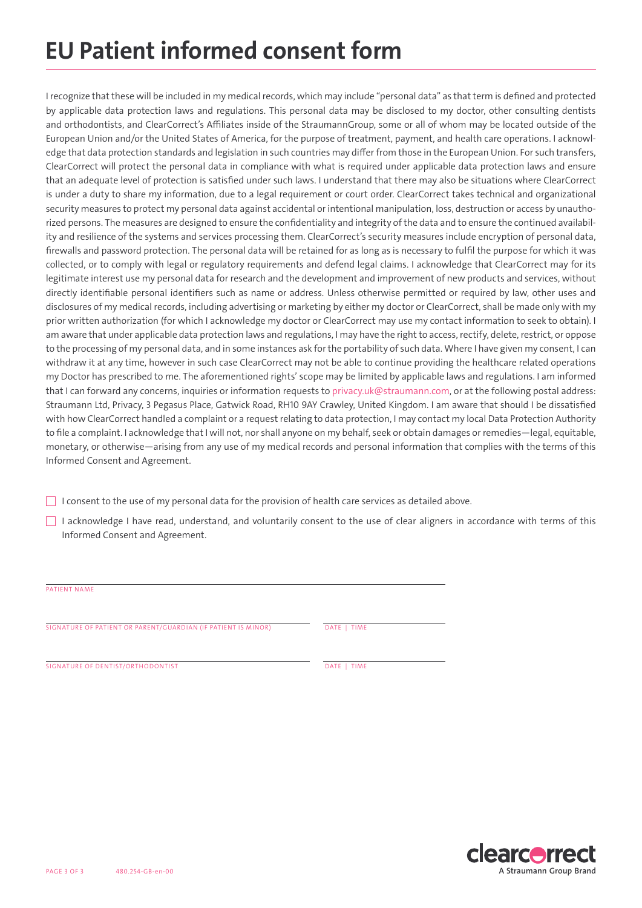# EU Patient informed consent form

I recognize that these will be included in my medical records, which may include "personal data" as that term is defined and protected by applicable data protection laws and regulations. This personal data may be disclosed to my doctor, other consulting dentists and orthodontists, and ClearCorrect's Affiliates inside of the StraumannGroup, some or all of whom may be located outside of the European Union and/or the United States of America, for the purpose of treatment, payment, and health care operations. I acknowledge that data protection standards and legislation in such countries may differ from those in the European Union. For such transfers, ClearCorrect will protect the personal data in compliance with what is required under applicable data protection laws and ensure that an adequate level of protection is satisfied under such laws. I understand that there may also be situations where ClearCorrect is under a duty to share my information, due to a legal requirement or court order. ClearCorrect takes technical and organizational security measures to protect my personal data against accidental or intentional manipulation, loss, destruction or access by unauthorized persons. The measures are designed to ensure the confidentiality and integrity of the data and to ensure the continued availability and resilience of the systems and services processing them. ClearCorrect's security measures include encryption of personal data, firewalls and password protection. The personal data will be retained for as long as is necessary to fulfil the purpose for which it was collected, or to comply with legal or regulatory requirements and defend legal claims. I acknowledge that ClearCorrect may for its legitimate interest use my personal data for research and the development and improvement of new products and services, without directly identifiable personal identifiers such as name or address. Unless otherwise permitted or required by law, other uses and disclosures of my medical records, including advertising or marketing by either my doctor or ClearCorrect, shall be made only with my prior written authorization (for which I acknowledge my doctor or ClearCorrect may use my contact information to seek to obtain). I am aware that under applicable data protection laws and regulations, I may have the right to access, rectify, delete, restrict, or oppose to the processing of my personal data, and in some instances ask for the portability of such data. Where I have given my consent, I can withdraw it at any time, however in such case ClearCorrect may not be able to continue providing the healthcare related operations my Doctor has prescribed to me. The aforementioned rights' scope may be limited by applicable laws and regulations. I am informed that I can forward any concerns, inquiries or information requests to privacy.uk@straumann.com, or at the following postal address: Straumann Ltd, Privacy, 3 Pegasus Place, Gatwick Road, RH10 9AY Crawley, United Kingdom. I am aware that should I be dissatisfied with how ClearCorrect handled a complaint or a request relating to data protection, I may contact my local Data Protection Authority to file a complaint. I acknowledge that I will not, nor shall anyone on my behalf, seek or obtain damages or remedies—legal, equitable, monetary, or otherwise—arising from any use of my medical records and personal information that complies with the terms of this Informed Consent and Agreement.

- [ ] I consent to the use of my personal data for the provision of health care services as detailed above.
- [ ] I acknowledge I have read, understand, and voluntarily consent to the use of clear aligners in accordance with terms of this Informed Consent and Agreement.

PATIENT NAME

SIGNATURE OF PATIENT OR PARENT/GUARDIAN (IF PATIENT IS MINOR) | DATE | TIME

SIGNATURE OF DENTIST/ORTHODONTIST | DATE | TIME

480.254-GB-en-00

clearcorrect
A Straumann Group Brand